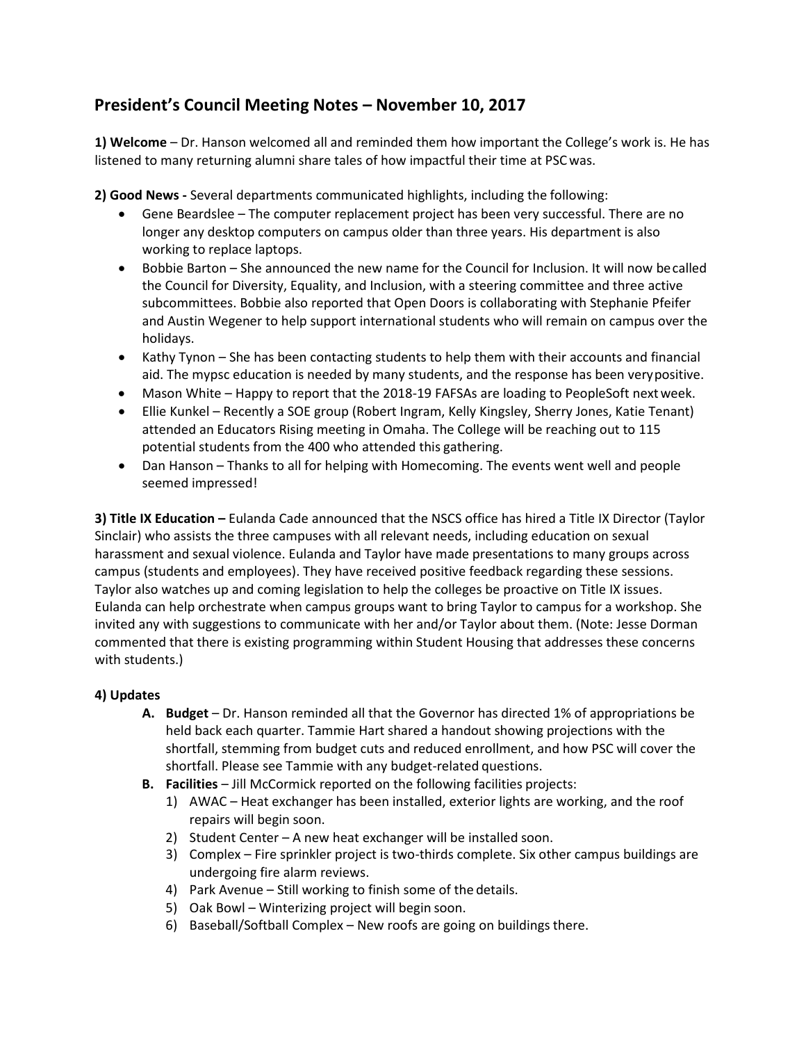## President's Council Meeting Notes – November 10, 2017

**1) Welcome** – Dr. Hanson welcomed all and reminded them how important the College's work is. He has listened to many returning alumni share tales of how impactful their time at PSC was.

**2) Good News -** Several departments communicated highlights, including the following:

- Gene Beardslee – The computer replacement project has been very successful. There are no longer any desktop computers on campus older than three years. His department is also working to replace laptops.
- Bobbie Barton – She announced the new name for the Council for Inclusion. It will now be called the Council for Diversity, Equality, and Inclusion, with a steering committee and three active subcommittees. Bobbie also reported that Open Doors is collaborating with Stephanie Pfeifer and Austin Wegener to help support international students who will remain on campus over the holidays.
- Kathy Tynon – She has been contacting students to help them with their accounts and financial aid. The mypsc education is needed by many students, and the response has been very positive.
- Mason White – Happy to report that the 2018-19 FAFSAs are loading to PeopleSoft next week.
- Ellie Kunkel – Recently a SOE group (Robert Ingram, Kelly Kingsley, Sherry Jones, Katie Tenant) attended an Educators Rising meeting in Omaha. The College will be reaching out to 115 potential students from the 400 who attended this gathering.
- Dan Hanson – Thanks to all for helping with Homecoming. The events went well and people seemed impressed!

**3) Title IX Education –** Eulanda Cade announced that the NSCS office has hired a Title IX Director (Taylor Sinclair) who assists the three campuses with all relevant needs, including education on sexual harassment and sexual violence. Eulanda and Taylor have made presentations to many groups across campus (students and employees). They have received positive feedback regarding these sessions. Taylor also watches up and coming legislation to help the colleges be proactive on Title IX issues. Eulanda can help orchestrate when campus groups want to bring Taylor to campus for a workshop. She invited any with suggestions to communicate with her and/or Taylor about them. (Note: Jesse Dorman commented that there is existing programming within Student Housing that addresses these concerns with students.)

**4) Updates**

**A. Budget** – Dr. Hanson reminded all that the Governor has directed 1% of appropriations be held back each quarter. Tammie Hart shared a handout showing projections with the shortfall, stemming from budget cuts and reduced enrollment, and how PSC will cover the shortfall. Please see Tammie with any budget-related questions.

**B. Facilities** – Jill McCormick reported on the following facilities projects:

1) AWAC – Heat exchanger has been installed, exterior lights are working, and the roof repairs will begin soon.
2) Student Center – A new heat exchanger will be installed soon.
3) Complex – Fire sprinkler project is two-thirds complete. Six other campus buildings are undergoing fire alarm reviews.
4) Park Avenue – Still working to finish some of the details.
5) Oak Bowl – Winterizing project will begin soon.
6) Baseball/Softball Complex – New roofs are going on buildings there.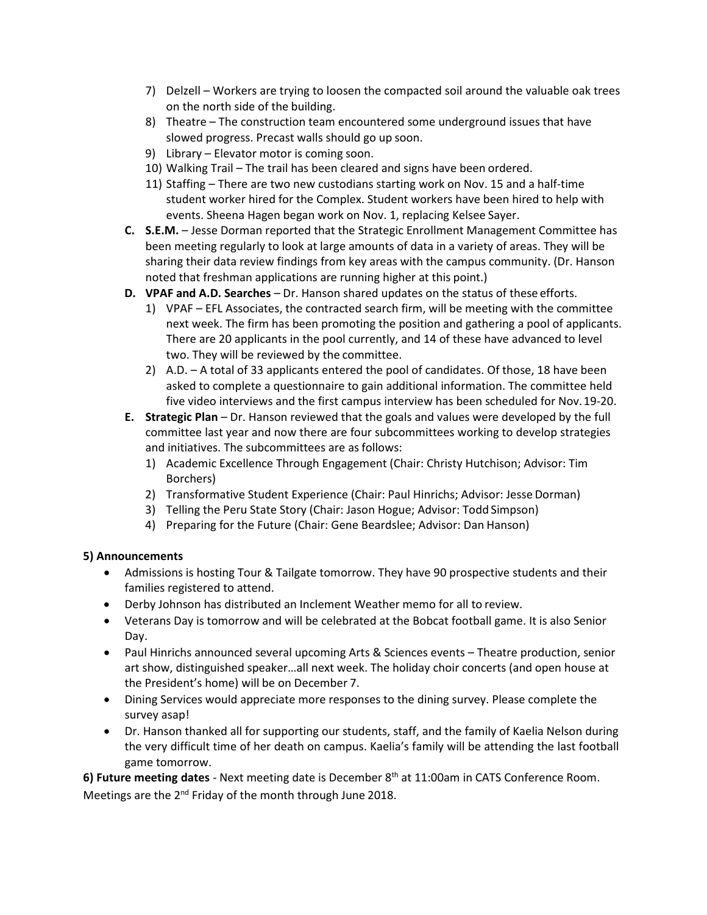7) Delzell – Workers are trying to loosen the compacted soil around the valuable oak trees on the north side of the building.
8) Theatre – The construction team encountered some underground issues that have slowed progress. Precast walls should go up soon.
9) Library – Elevator motor is coming soon.
10) Walking Trail – The trail has been cleared and signs have been ordered.
11) Staffing – There are two new custodians starting work on Nov. 15 and a half-time student worker hired for the Complex. Student workers have been hired to help with events. Sheena Hagen began work on Nov. 1, replacing Kelsee Sayer.

**C. S.E.M.** – Jesse Dorman reported that the Strategic Enrollment Management Committee has been meeting regularly to look at large amounts of data in a variety of areas. They will be sharing their data review findings from key areas with the campus community. (Dr. Hanson noted that freshman applications are running higher at this point.)

**D. VPAF and A.D. Searches** – Dr. Hanson shared updates on the status of these efforts.

1) VPAF – EFL Associates, the contracted search firm, will be meeting with the committee next week. The firm has been promoting the position and gathering a pool of applicants. There are 20 applicants in the pool currently, and 14 of these have advanced to level two. They will be reviewed by the committee.
2) A.D. – A total of 33 applicants entered the pool of candidates. Of those, 18 have been asked to complete a questionnaire to gain additional information. The committee held five video interviews and the first campus interview has been scheduled for Nov. 19-20.

**E. Strategic Plan** – Dr. Hanson reviewed that the goals and values were developed by the full committee last year and now there are four subcommittees working to develop strategies and initiatives. The subcommittees are as follows:

1) Academic Excellence Through Engagement (Chair: Christy Hutchison; Advisor: Tim Borchers)
2) Transformative Student Experience (Chair: Paul Hinrichs; Advisor: Jesse Dorman)
3) Telling the Peru State Story (Chair: Jason Hogue; Advisor: Todd Simpson)
4) Preparing for the Future (Chair: Gene Beardslee; Advisor: Dan Hanson)

**5) Announcements**

- Admissions is hosting Tour & Tailgate tomorrow. They have 90 prospective students and their families registered to attend.
- Derby Johnson has distributed an Inclement Weather memo for all to review.
- Veterans Day is tomorrow and will be celebrated at the Bobcat football game. It is also Senior Day.
- Paul Hinrichs announced several upcoming Arts & Sciences events – Theatre production, senior art show, distinguished speaker…all next week. The holiday choir concerts (and open house at the President's home) will be on December 7.
- Dining Services would appreciate more responses to the dining survey. Please complete the survey asap!
- Dr. Hanson thanked all for supporting our students, staff, and the family of Kaelia Nelson during the very difficult time of her death on campus. Kaelia's family will be attending the last football game tomorrow.

**6) Future meeting dates** - Next meeting date is December 8th at 11:00am in CATS Conference Room. Meetings are the 2nd Friday of the month through June 2018.